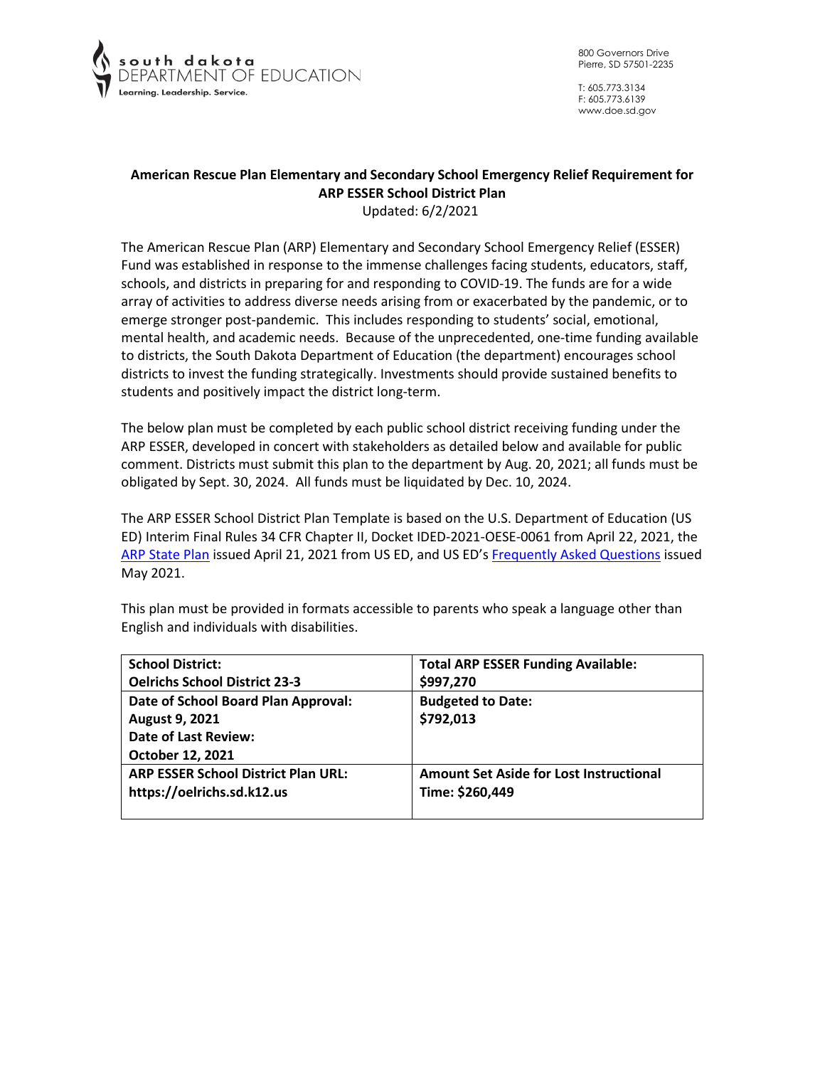south dakota DEPARTMENT OF EDUCATION
Learning. Leadership. Service.

800 Governors Drive
Pierre, SD 57501-2235

T: 605.773.3134
F: 605.773.6139
www.doe.sd.gov

**American Rescue Plan Elementary and Secondary School Emergency Relief Requirement for ARP ESSER School District Plan**

Updated: 6/2/2021

The American Rescue Plan (ARP) Elementary and Secondary School Emergency Relief (ESSER) Fund was established in response to the immense challenges facing students, educators, staff, schools, and districts in preparing for and responding to COVID-19. The funds are for a wide array of activities to address diverse needs arising from or exacerbated by the pandemic, or to emerge stronger post-pandemic. This includes responding to students' social, emotional, mental health, and academic needs. Because of the unprecedented, one-time funding available to districts, the South Dakota Department of Education (the department) encourages school districts to invest the funding strategically. Investments should provide sustained benefits to students and positively impact the district long-term.

The below plan must be completed by each public school district receiving funding under the ARP ESSER, developed in concert with stakeholders as detailed below and available for public comment. Districts must submit this plan to the department by Aug. 20, 2021; all funds must be obligated by Sept. 30, 2024. All funds must be liquidated by Dec. 10, 2024.

The ARP ESSER School District Plan Template is based on the U.S. Department of Education (US ED) Interim Final Rules 34 CFR Chapter II, Docket IDED-2021-OESE-0061 from April 22, 2021, the ARP State Plan issued April 21, 2021 from US ED, and US ED's Frequently Asked Questions issued May 2021.

This plan must be provided in formats accessible to parents who speak a language other than English and individuals with disabilities.

| **School District:** **Oelrichs School District 23-3** | **Total ARP ESSER Funding Available:** **$997,270** |
|---|---|
| **Date of School Board Plan Approval:** **August 9, 2021** **Date of Last Review:** **October 12, 2021** | **Budgeted to Date:** **$792,013** |
| **ARP ESSER School District Plan URL:** **https://oelrichs.sd.k12.us** | **Amount Set Aside for Lost Instructional Time: $260,449** |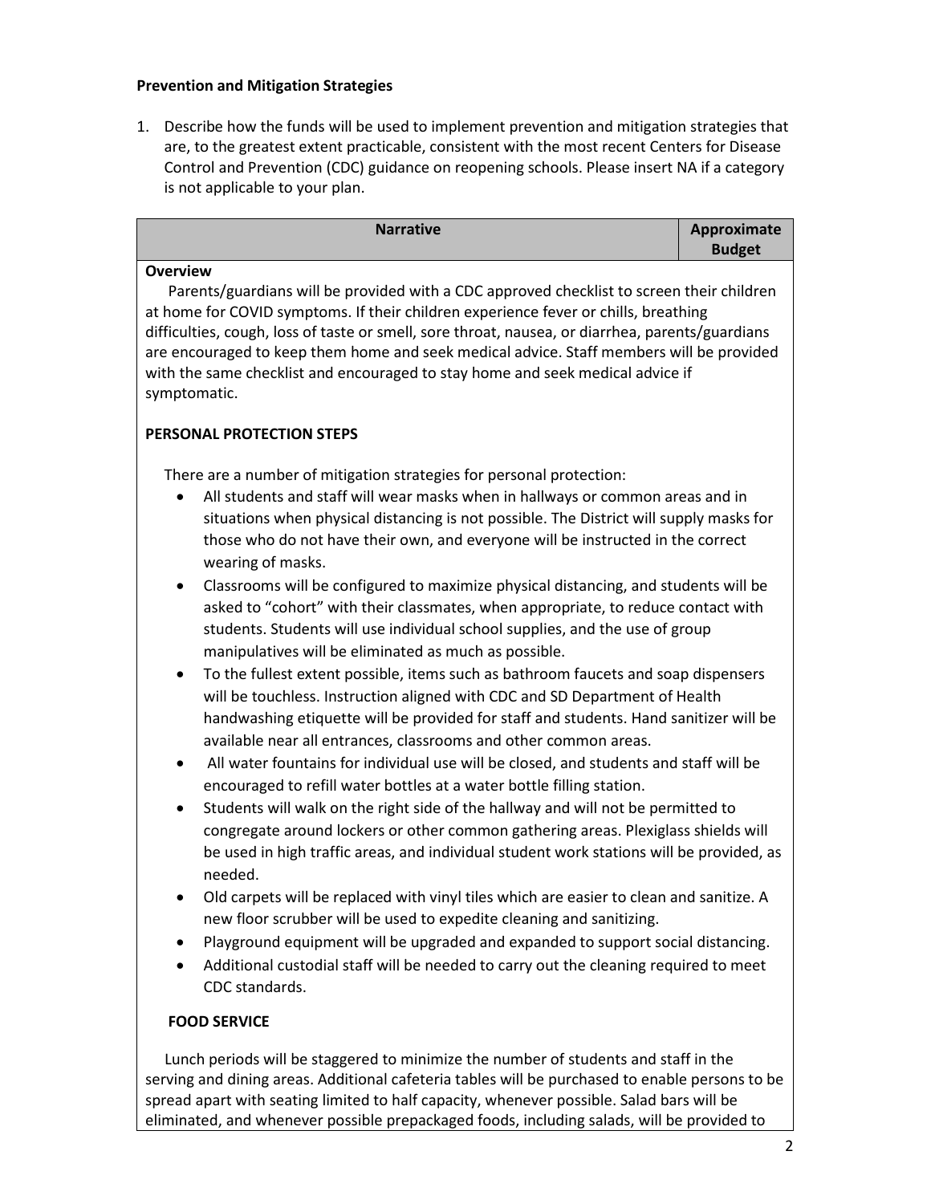**Prevention and Mitigation Strategies**

1. Describe how the funds will be used to implement prevention and mitigation strategies that are, to the greatest extent practicable, consistent with the most recent Centers for Disease Control and Prevention (CDC) guidance on reopening schools. Please insert NA if a category is not applicable to your plan.

| Narrative | Approximate Budget |
|---|---|
| **Overview**<br>Parents/guardians will be provided with a CDC approved checklist to screen their children at home for COVID symptoms. If their children experience fever or chills, breathing difficulties, cough, loss of taste or smell, sore throat, nausea, or diarrhea, parents/guardians are encouraged to keep them home and seek medical advice. Staff members will be provided with the same checklist and encouraged to stay home and seek medical advice if symptomatic.<br><br>**PERSONAL PROTECTION STEPS**<br><br>There are a number of mitigation strategies for personal protection:<br>• All students and staff will wear masks when in hallways or common areas and in situations when physical distancing is not possible. The District will supply masks for those who do not have their own, and everyone will be instructed in the correct wearing of masks.<br>• Classrooms will be configured to maximize physical distancing, and students will be asked to "cohort" with their classmates, when appropriate, to reduce contact with students. Students will use individual school supplies, and the use of group manipulatives will be eliminated as much as possible.<br>• To the fullest extent possible, items such as bathroom faucets and soap dispensers will be touchless. Instruction aligned with CDC and SD Department of Health handwashing etiquette will be provided for staff and students. Hand sanitizer will be available near all entrances, classrooms and other common areas.<br>• All water fountains for individual use will be closed, and students and staff will be encouraged to refill water bottles at a water bottle filling station.<br>• Students will walk on the right side of the hallway and will not be permitted to congregate around lockers or other common gathering areas. Plexiglass shields will be used in high traffic areas, and individual student work stations will be provided, as needed.<br>• Old carpets will be replaced with vinyl tiles which are easier to clean and sanitize. A new floor scrubber will be used to expedite cleaning and sanitizing.<br>• Playground equipment will be upgraded and expanded to support social distancing.<br>• Additional custodial staff will be needed to carry out the cleaning required to meet CDC standards.<br><br>**FOOD SERVICE**<br><br>Lunch periods will be staggered to minimize the number of students and staff in the serving and dining areas. Additional cafeteria tables will be purchased to enable persons to be spread apart with seating limited to half capacity, whenever possible. Salad bars will be eliminated, and whenever possible prepackaged foods, including salads, will be provided to | |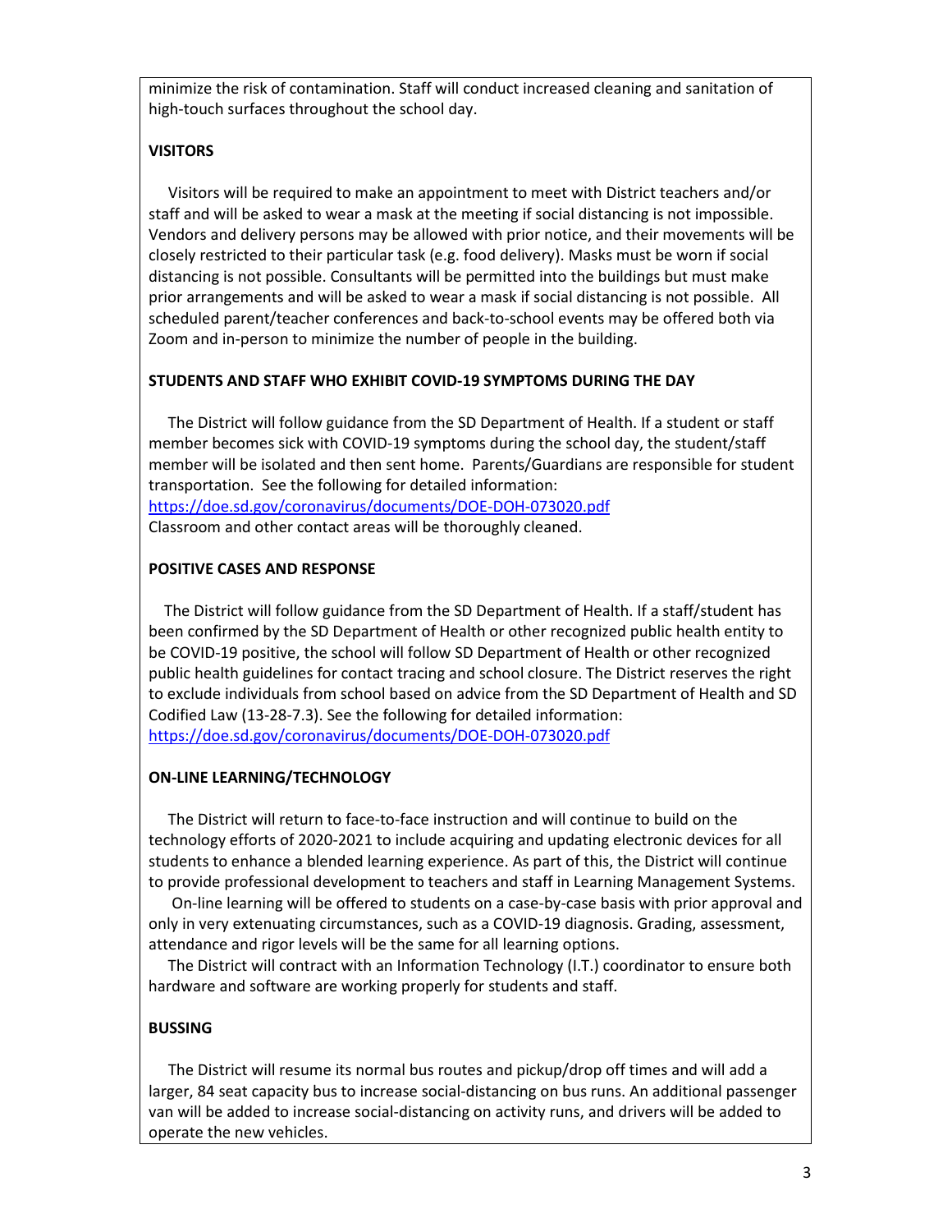minimize the risk of contamination. Staff will conduct increased cleaning and sanitation of high-touch surfaces throughout the school day.

**VISITORS**

Visitors will be required to make an appointment to meet with District teachers and/or staff and will be asked to wear a mask at the meeting if social distancing is not impossible. Vendors and delivery persons may be allowed with prior notice, and their movements will be closely restricted to their particular task (e.g. food delivery). Masks must be worn if social distancing is not possible. Consultants will be permitted into the buildings but must make prior arrangements and will be asked to wear a mask if social distancing is not possible. All scheduled parent/teacher conferences and back-to-school events may be offered both via Zoom and in-person to minimize the number of people in the building.

**STUDENTS AND STAFF WHO EXHIBIT COVID-19 SYMPTOMS DURING THE DAY**

The District will follow guidance from the SD Department of Health. If a student or staff member becomes sick with COVID-19 symptoms during the school day, the student/staff member will be isolated and then sent home. Parents/Guardians are responsible for student transportation. See the following for detailed information:
https://doe.sd.gov/coronavirus/documents/DOE-DOH-073020.pdf
Classroom and other contact areas will be thoroughly cleaned.

**POSITIVE CASES AND RESPONSE**

The District will follow guidance from the SD Department of Health. If a staff/student has been confirmed by the SD Department of Health or other recognized public health entity to be COVID-19 positive, the school will follow SD Department of Health or other recognized public health guidelines for contact tracing and school closure. The District reserves the right to exclude individuals from school based on advice from the SD Department of Health and SD Codified Law (13-28-7.3). See the following for detailed information:
https://doe.sd.gov/coronavirus/documents/DOE-DOH-073020.pdf

**ON-LINE LEARNING/TECHNOLOGY**

The District will return to face-to-face instruction and will continue to build on the technology efforts of 2020-2021 to include acquiring and updating electronic devices for all students to enhance a blended learning experience. As part of this, the District will continue to provide professional development to teachers and staff in Learning Management Systems.

On-line learning will be offered to students on a case-by-case basis with prior approval and only in very extenuating circumstances, such as a COVID-19 diagnosis. Grading, assessment, attendance and rigor levels will be the same for all learning options.

The District will contract with an Information Technology (I.T.) coordinator to ensure both hardware and software are working properly for students and staff.

**BUSSING**

The District will resume its normal bus routes and pickup/drop off times and will add a larger, 84 seat capacity bus to increase social-distancing on bus runs. An additional passenger van will be added to increase social-distancing on activity runs, and drivers will be added to operate the new vehicles.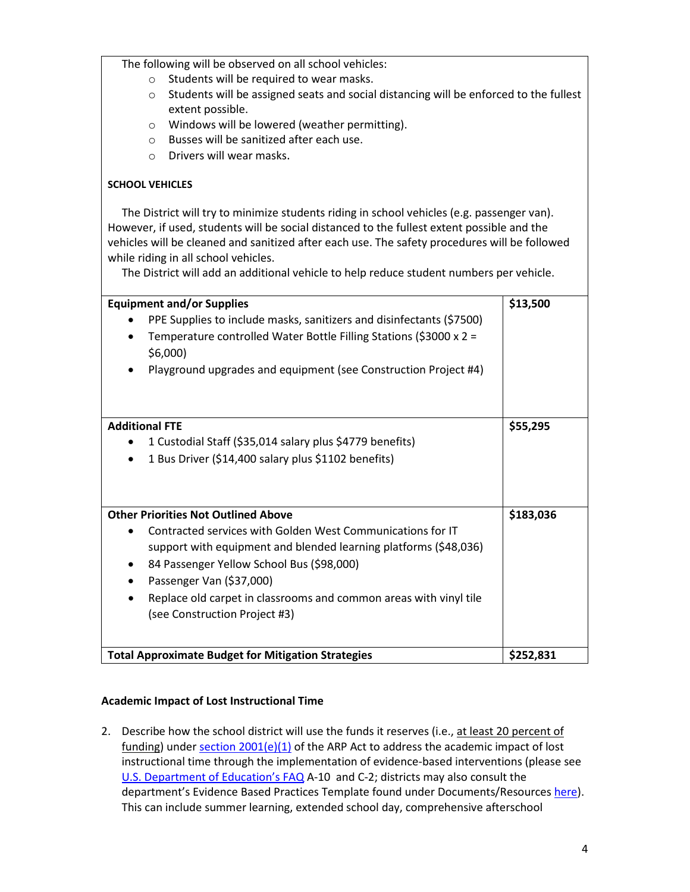| | |
|---|---|
| The following will be observed on all school vehicles:<br>○ Students will be required to wear masks.<br>○ Students will be assigned seats and social distancing will be enforced to the fullest extent possible.<br>○ Windows will be lowered (weather permitting).<br>○ Busses will be sanitized after each use.<br>○ Drivers will wear masks.<br><br>**SCHOOL VEHICLES**<br><br>The District will try to minimize students riding in school vehicles (e.g. passenger van). However, if used, students will be social distanced to the fullest extent possible and the vehicles will be cleaned and sanitized after each use. The safety procedures will be followed while riding in all school vehicles.<br>The District will add an additional vehicle to help reduce student numbers per vehicle. | |
| **Equipment and/or Supplies**<br>• PPE Supplies to include masks, sanitizers and disinfectants ($7500)<br>• Temperature controlled Water Bottle Filling Stations ($3000 x 2 = $6,000)<br>• Playground upgrades and equipment (see Construction Project #4) | **$13,500** |
| **Additional FTE**<br>• 1 Custodial Staff ($35,014 salary plus $4779 benefits)<br>• 1 Bus Driver ($14,400 salary plus $1102 benefits) | **$55,295** |
| **Other Priorities Not Outlined Above**<br>• Contracted services with Golden West Communications for IT support with equipment and blended learning platforms ($48,036)<br>• 84 Passenger Yellow School Bus ($98,000)<br>• Passenger Van ($37,000)<br>• Replace old carpet in classrooms and common areas with vinyl tile (see Construction Project #3) | **$183,036** |
| **Total Approximate Budget for Mitigation Strategies** | **$252,831** |

**Academic Impact of Lost Instructional Time**

2. Describe how the school district will use the funds it reserves (i.e., at least 20 percent of funding) under section 2001(e)(1) of the ARP Act to address the academic impact of lost instructional time through the implementation of evidence-based interventions (please see U.S. Department of Education's FAQ A-10 and C-2; districts may also consult the department's Evidence Based Practices Template found under Documents/Resources here). This can include summer learning, extended school day, comprehensive afterschool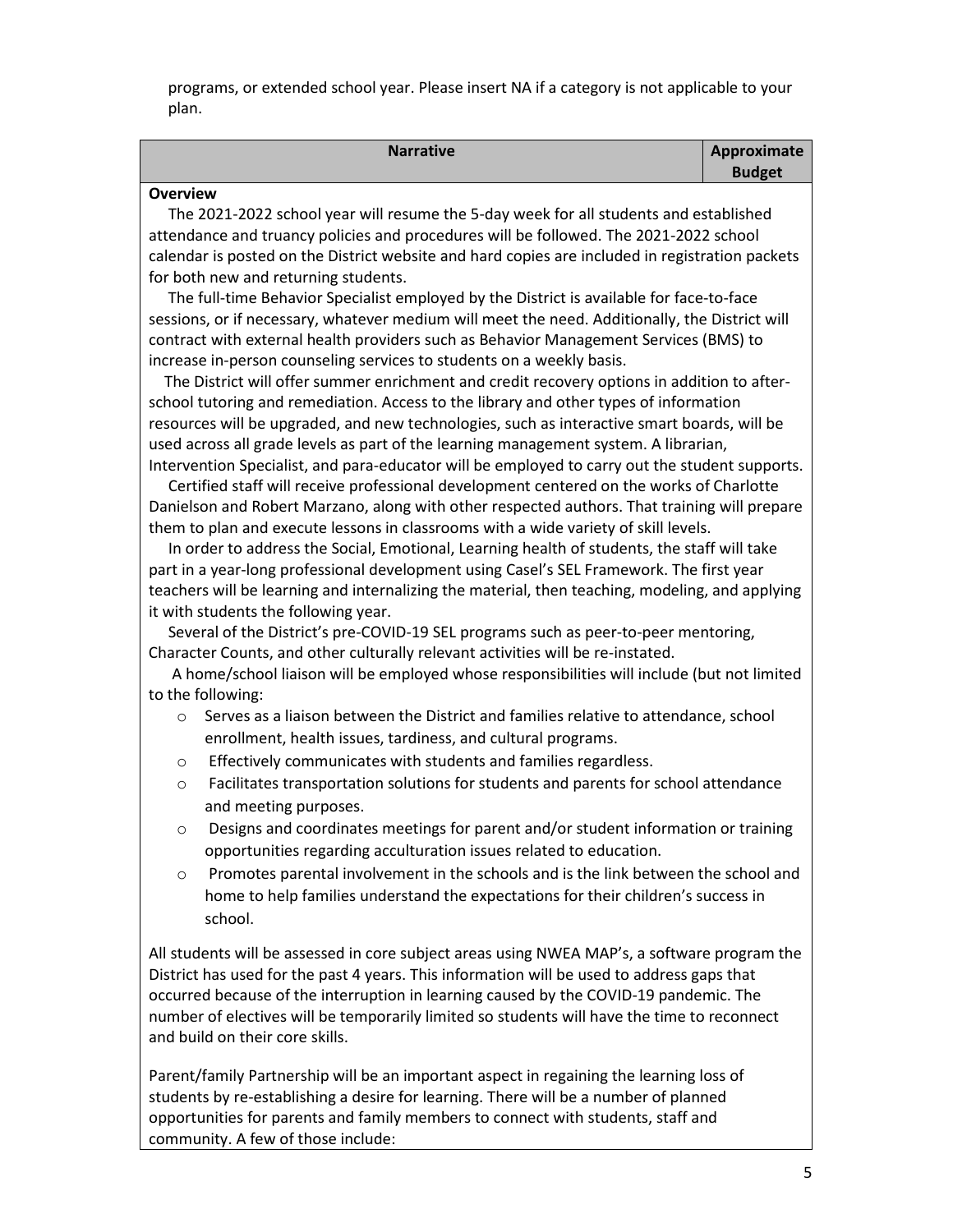programs, or extended school year. Please insert NA if a category is not applicable to your plan.

| Narrative | Approximate Budget |
|---|---|
| **Overview** | |

The 2021-2022 school year will resume the 5-day week for all students and established attendance and truancy policies and procedures will be followed. The 2021-2022 school calendar is posted on the District website and hard copies are included in registration packets for both new and returning students.

The full-time Behavior Specialist employed by the District is available for face-to-face sessions, or if necessary, whatever medium will meet the need. Additionally, the District will contract with external health providers such as Behavior Management Services (BMS) to increase in-person counseling services to students on a weekly basis.

The District will offer summer enrichment and credit recovery options in addition to after-school tutoring and remediation. Access to the library and other types of information resources will be upgraded, and new technologies, such as interactive smart boards, will be used across all grade levels as part of the learning management system. A librarian, Intervention Specialist, and para-educator will be employed to carry out the student supports.

Certified staff will receive professional development centered on the works of Charlotte Danielson and Robert Marzano, along with other respected authors. That training will prepare them to plan and execute lessons in classrooms with a wide variety of skill levels.

In order to address the Social, Emotional, Learning health of students, the staff will take part in a year-long professional development using Casel's SEL Framework. The first year teachers will be learning and internalizing the material, then teaching, modeling, and applying it with students the following year.

Several of the District's pre-COVID-19 SEL programs such as peer-to-peer mentoring, Character Counts, and other culturally relevant activities will be re-instated.

A home/school liaison will be employed whose responsibilities will include (but not limited to the following:

- Serves as a liaison between the District and families relative to attendance, school enrollment, health issues, tardiness, and cultural programs.
- Effectively communicates with students and families regardless.
- Facilitates transportation solutions for students and parents for school attendance and meeting purposes.
- Designs and coordinates meetings for parent and/or student information or training opportunities regarding acculturation issues related to education.
- Promotes parental involvement in the schools and is the link between the school and home to help families understand the expectations for their children's success in school.

All students will be assessed in core subject areas using NWEA MAP's, a software program the District has used for the past 4 years. This information will be used to address gaps that occurred because of the interruption in learning caused by the COVID-19 pandemic. The number of electives will be temporarily limited so students will have the time to reconnect and build on their core skills.

Parent/family Partnership will be an important aspect in regaining the learning loss of students by re-establishing a desire for learning. There will be a number of planned opportunities for parents and family members to connect with students, staff and community. A few of those include: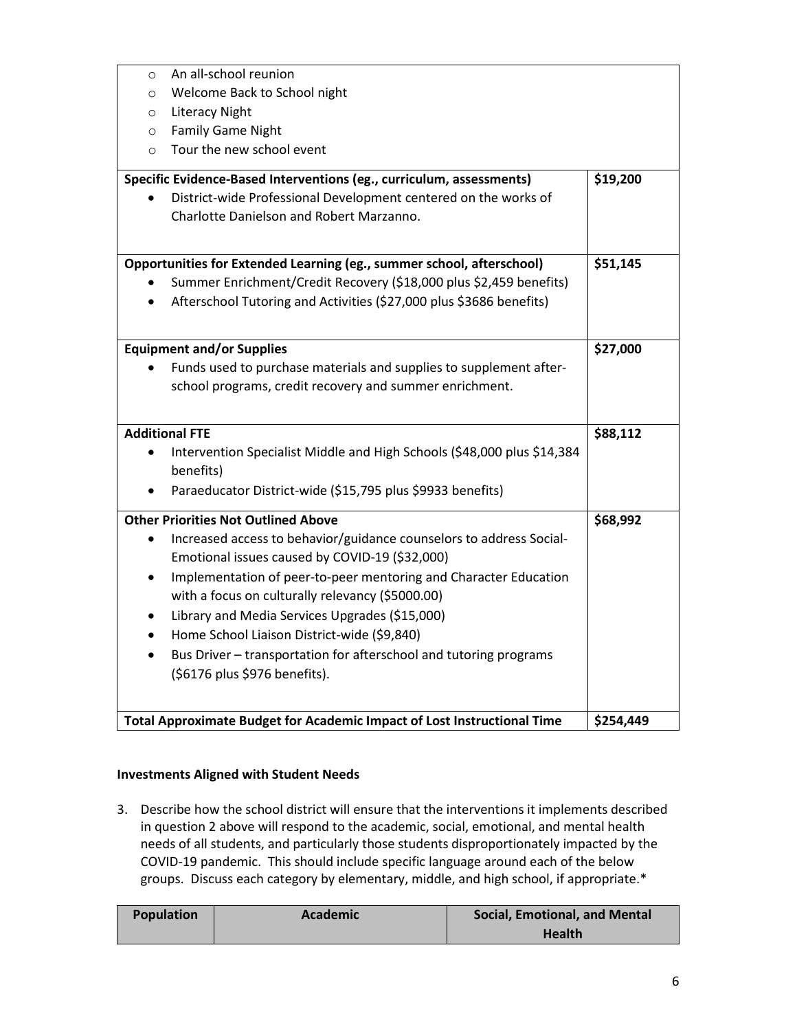| | |
|---|---|
| ◦ An all-school reunion<br>◦ Welcome Back to School night<br>◦ Literacy Night<br>◦ Family Game Night<br>◦ Tour the new school event | |
| **Specific Evidence-Based Interventions (eg., curriculum, assessments)**<br>• District-wide Professional Development centered on the works of Charlotte Danielson and Robert Marzanno. | **$19,200** |
| **Opportunities for Extended Learning (eg., summer school, afterschool)**<br>• Summer Enrichment/Credit Recovery ($18,000 plus $2,459 benefits)<br>• Afterschool Tutoring and Activities ($27,000 plus $3686 benefits) | **$51,145** |
| **Equipment and/or Supplies**<br>• Funds used to purchase materials and supplies to supplement after-school programs, credit recovery and summer enrichment. | **$27,000** |
| **Additional FTE**<br>• Intervention Specialist Middle and High Schools ($48,000 plus $14,384 benefits)<br>• Paraeducator District-wide ($15,795 plus $9933 benefits) | **$88,112** |
| **Other Priorities Not Outlined Above**<br>• Increased access to behavior/guidance counselors to address Social-Emotional issues caused by COVID-19 ($32,000)<br>• Implementation of peer-to-peer mentoring and Character Education with a focus on culturally relevancy ($5000.00)<br>• Library and Media Services Upgrades ($15,000)<br>• Home School Liaison District-wide ($9,840)<br>• Bus Driver – transportation for afterschool and tutoring programs ($6176 plus $976 benefits). | **$68,992** |
| **Total Approximate Budget for Academic Impact of Lost Instructional Time** | **$254,449** |

**Investments Aligned with Student Needs**

3. Describe how the school district will ensure that the interventions it implements described in question 2 above will respond to the academic, social, emotional, and mental health needs of all students, and particularly those students disproportionately impacted by the COVID-19 pandemic. This should include specific language around each of the below groups. Discuss each category by elementary, middle, and high school, if appropriate.*

| Population | Academic | Social, Emotional, and Mental Health |
|---|---|---|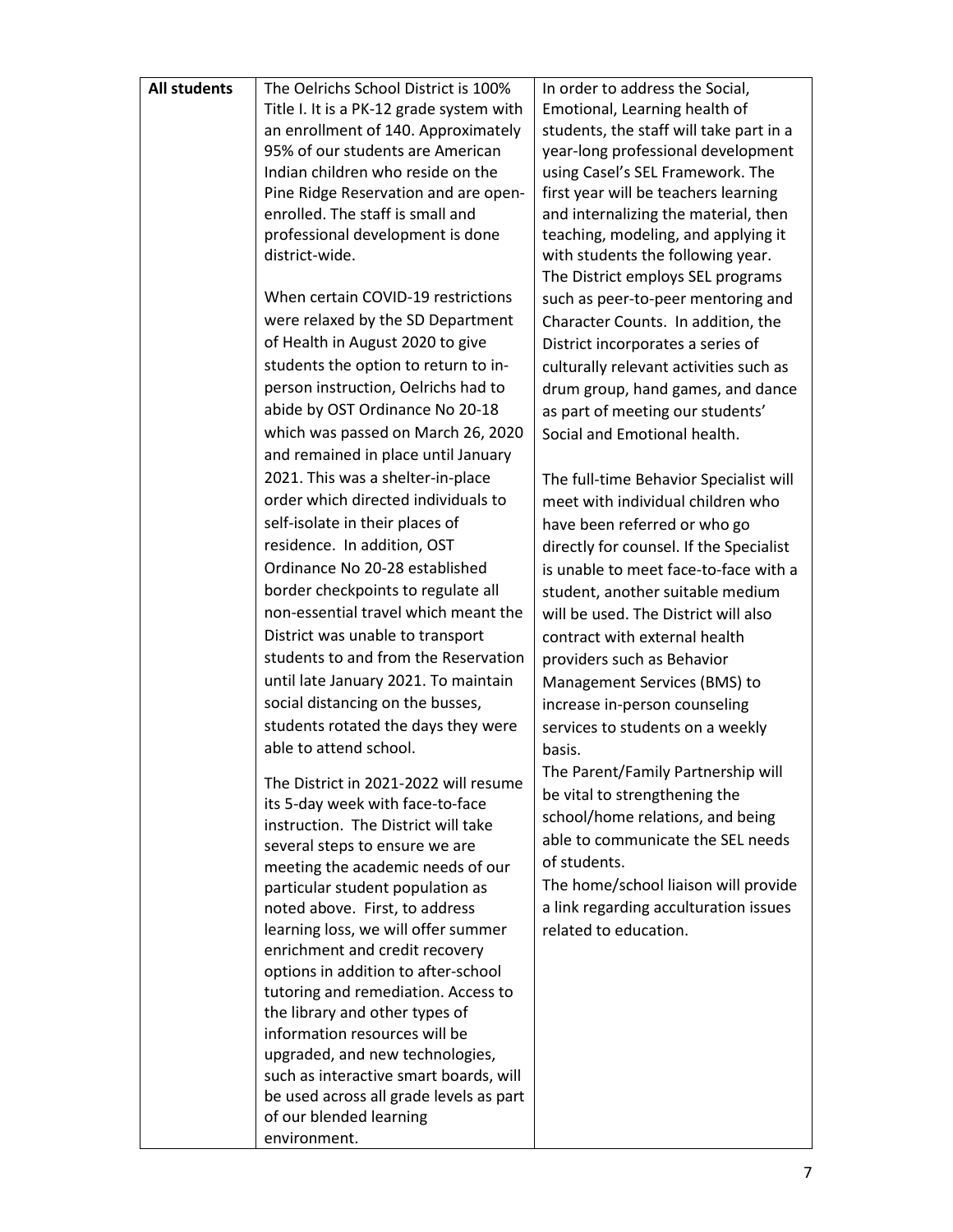| **All students** | The Oelrichs School District is 100% Title I. It is a PK-12 grade system with an enrollment of 140. Approximately 95% of our students are American Indian children who reside on the Pine Ridge Reservation and are open-enrolled. The staff is small and professional development is done district-wide.<br><br>When certain COVID-19 restrictions were relaxed by the SD Department of Health in August 2020 to give students the option to return to in-person instruction, Oelrichs had to abide by OST Ordinance No 20-18 which was passed on March 26, 2020 and remained in place until January 2021. This was a shelter-in-place order which directed individuals to self-isolate in their places of residence. In addition, OST Ordinance No 20-28 established border checkpoints to regulate all non-essential travel which meant the District was unable to transport students to and from the Reservation until late January 2021. To maintain social distancing on the busses, students rotated the days they were able to attend school.<br><br>The District in 2021-2022 will resume its 5-day week with face-to-face instruction. The District will take several steps to ensure we are meeting the academic needs of our particular student population as noted above. First, to address learning loss, we will offer summer enrichment and credit recovery options in addition to after-school tutoring and remediation. Access to the library and other types of information resources will be upgraded, and new technologies, such as interactive smart boards, will be used across all grade levels as part of our blended learning environment. | In order to address the Social, Emotional, Learning health of students, the staff will take part in a year-long professional development using Casel's SEL Framework. The first year will be teachers learning and internalizing the material, then teaching, modeling, and applying it with students the following year. The District employs SEL programs such as peer-to-peer mentoring and Character Counts. In addition, the District incorporates a series of culturally relevant activities such as drum group, hand games, and dance as part of meeting our students' Social and Emotional health.<br><br>The full-time Behavior Specialist will meet with individual children who have been referred or who go directly for counsel. If the Specialist is unable to meet face-to-face with a student, another suitable medium will be used. The District will also contract with external health providers such as Behavior Management Services (BMS) to increase in-person counseling services to students on a weekly basis.<br>The Parent/Family Partnership will be vital to strengthening the school/home relations, and being able to communicate the SEL needs of students.<br>The home/school liaison will provide a link regarding acculturation issues related to education. |
|---|---|---|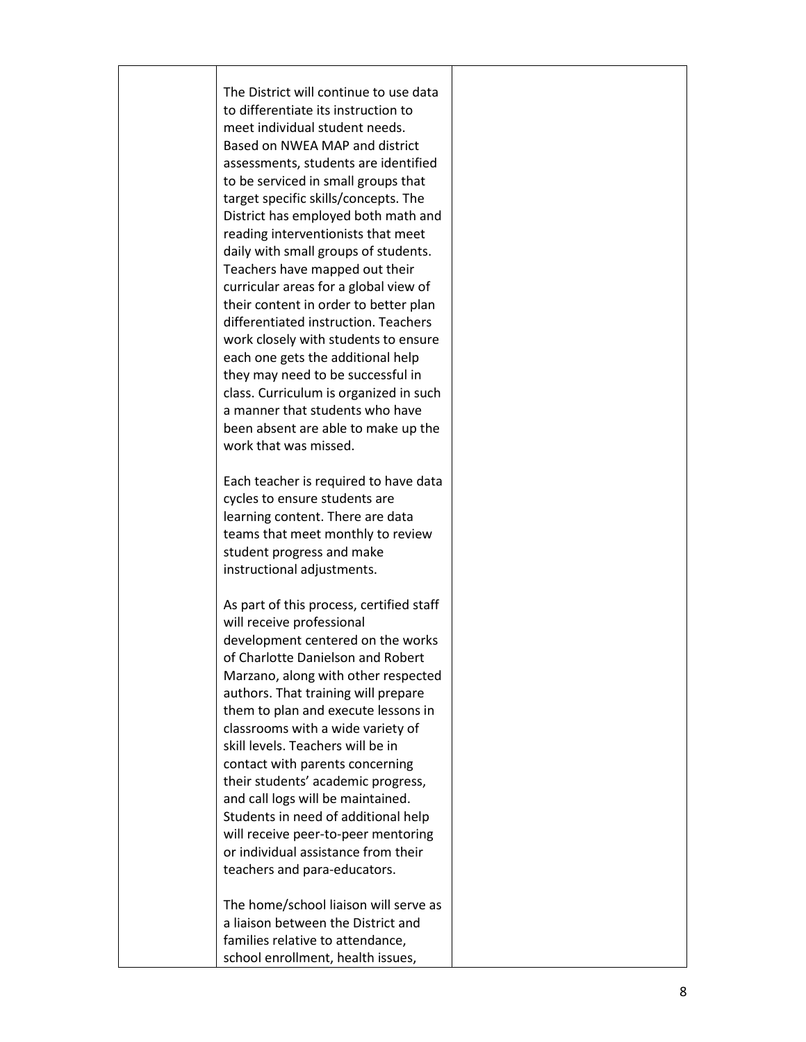|  |  |  |
|---|---|---|
|  | The District will continue to use data to differentiate its instruction to meet individual student needs. Based on NWEA MAP and district assessments, students are identified to be serviced in small groups that target specific skills/concepts. The District has employed both math and reading interventionists that meet daily with small groups of students. Teachers have mapped out their curricular areas for a global view of their content in order to better plan differentiated instruction. Teachers work closely with students to ensure each one gets the additional help they may need to be successful in class. Curriculum is organized in such a manner that students who have been absent are able to make up the work that was missed.<br><br>Each teacher is required to have data cycles to ensure students are learning content. There are data teams that meet monthly to review student progress and make instructional adjustments.<br><br>As part of this process, certified staff will receive professional development centered on the works of Charlotte Danielson and Robert Marzano, along with other respected authors. That training will prepare them to plan and execute lessons in classrooms with a wide variety of skill levels. Teachers will be in contact with parents concerning their students' academic progress, and call logs will be maintained. Students in need of additional help will receive peer-to-peer mentoring or individual assistance from their teachers and para-educators.<br><br>The home/school liaison will serve as a liaison between the District and families relative to attendance, school enrollment, health issues, |  |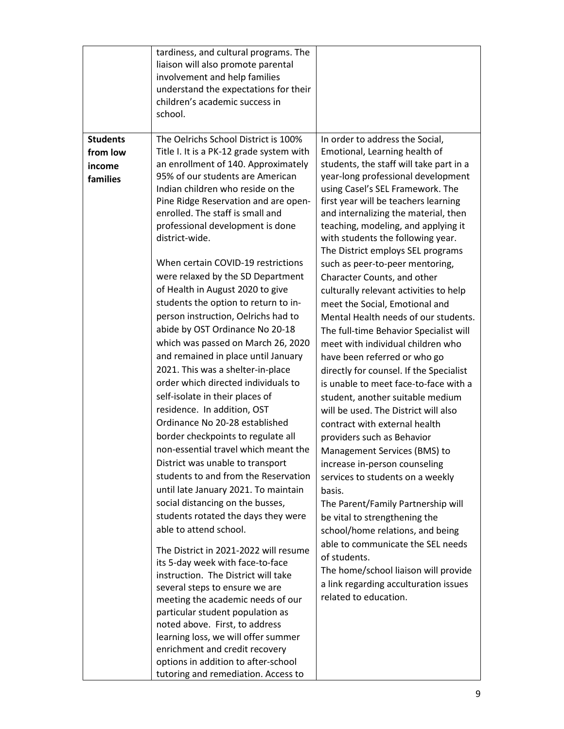| | | |
|---|---|---|
| | tardiness, and cultural programs. The liaison will also promote parental involvement and help families understand the expectations for their children's academic success in school. | |
| **Students from low income families** | The Oelrichs School District is 100% Title I. It is a PK-12 grade system with an enrollment of 140. Approximately 95% of our students are American Indian children who reside on the Pine Ridge Reservation and are open-enrolled. The staff is small and professional development is done district-wide.<br><br>When certain COVID-19 restrictions were relaxed by the SD Department of Health in August 2020 to give students the option to return to in-person instruction, Oelrichs had to abide by OST Ordinance No 20-18 which was passed on March 26, 2020 and remained in place until January 2021. This was a shelter-in-place order which directed individuals to self-isolate in their places of residence. In addition, OST Ordinance No 20-28 established border checkpoints to regulate all non-essential travel which meant the District was unable to transport students to and from the Reservation until late January 2021. To maintain social distancing on the busses, students rotated the days they were able to attend school.<br><br>The District in 2021-2022 will resume its 5-day week with face-to-face instruction. The District will take several steps to ensure we are meeting the academic needs of our particular student population as noted above. First, to address learning loss, we will offer summer enrichment and credit recovery options in addition to after-school tutoring and remediation. Access to | In order to address the Social, Emotional, Learning health of students, the staff will take part in a year-long professional development using Casel's SEL Framework. The first year will be teachers learning and internalizing the material, then teaching, modeling, and applying it with students the following year. The District employs SEL programs such as peer-to-peer mentoring, Character Counts, and other culturally relevant activities to help meet the Social, Emotional and Mental Health needs of our students. The full-time Behavior Specialist will meet with individual children who have been referred or who go directly for counsel. If the Specialist is unable to meet face-to-face with a student, another suitable medium will be used. The District will also contract with external health providers such as Behavior Management Services (BMS) to increase in-person counseling services to students on a weekly basis.<br>The Parent/Family Partnership will be vital to strengthening the school/home relations, and being able to communicate the SEL needs of students.<br>The home/school liaison will provide a link regarding acculturation issues related to education. |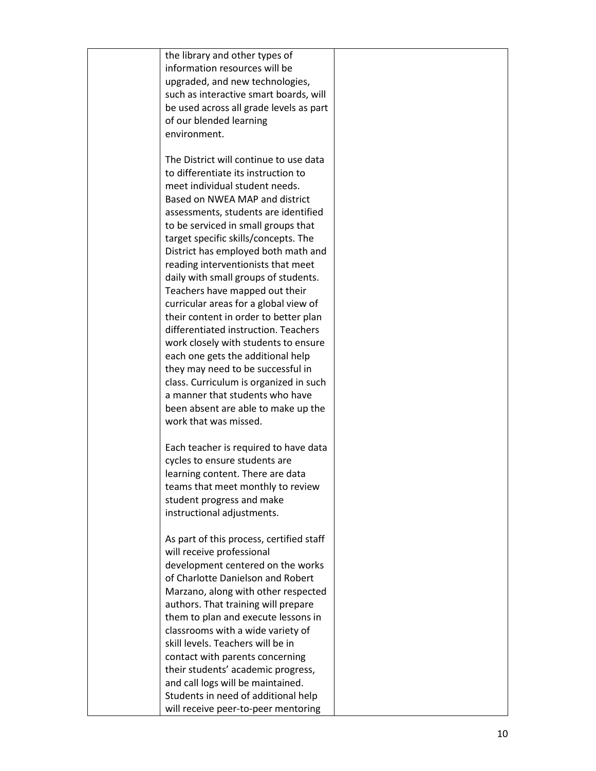|  |  |  |
|---|---|---|
|  | the library and other types of information resources will be upgraded, and new technologies, such as interactive smart boards, will be used across all grade levels as part of our blended learning environment.<br><br>The District will continue to use data to differentiate its instruction to meet individual student needs. Based on NWEA MAP and district assessments, students are identified to be serviced in small groups that target specific skills/concepts. The District has employed both math and reading interventionists that meet daily with small groups of students. Teachers have mapped out their curricular areas for a global view of their content in order to better plan differentiated instruction. Teachers work closely with students to ensure each one gets the additional help they may need to be successful in class. Curriculum is organized in such a manner that students who have been absent are able to make up the work that was missed.<br><br>Each teacher is required to have data cycles to ensure students are learning content. There are data teams that meet monthly to review student progress and make instructional adjustments.<br><br>As part of this process, certified staff will receive professional development centered on the works of Charlotte Danielson and Robert Marzano, along with other respected authors. That training will prepare them to plan and execute lessons in classrooms with a wide variety of skill levels. Teachers will be in contact with parents concerning their students' academic progress, and call logs will be maintained. Students in need of additional help will receive peer-to-peer mentoring |  |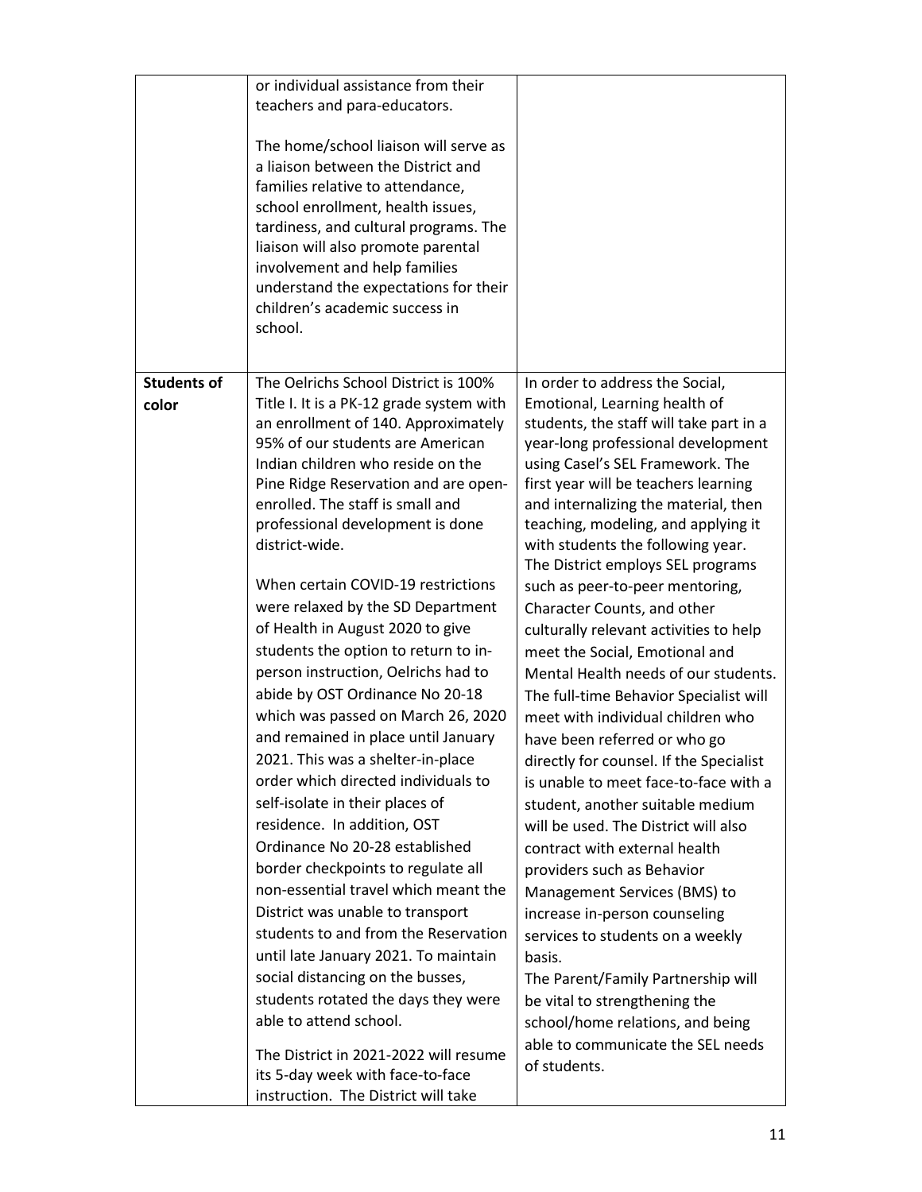| | | |
|---|---|---|
| | or individual assistance from their teachers and para-educators.<br><br>The home/school liaison will serve as a liaison between the District and families relative to attendance, school enrollment, health issues, tardiness, and cultural programs. The liaison will also promote parental involvement and help families understand the expectations for their children's academic success in school. | |
| **Students of color** | The Oelrichs School District is 100% Title I. It is a PK-12 grade system with an enrollment of 140. Approximately 95% of our students are American Indian children who reside on the Pine Ridge Reservation and are open-enrolled. The staff is small and professional development is done district-wide.<br><br>When certain COVID-19 restrictions were relaxed by the SD Department of Health in August 2020 to give students the option to return to in-person instruction, Oelrichs had to abide by OST Ordinance No 20-18 which was passed on March 26, 2020 and remained in place until January 2021. This was a shelter-in-place order which directed individuals to self-isolate in their places of residence. In addition, OST Ordinance No 20-28 established border checkpoints to regulate all non-essential travel which meant the District was unable to transport students to and from the Reservation until late January 2021. To maintain social distancing on the busses, students rotated the days they were able to attend school.<br><br>The District in 2021-2022 will resume its 5-day week with face-to-face instruction. The District will take | In order to address the Social, Emotional, Learning health of students, the staff will take part in a year-long professional development using Casel's SEL Framework. The first year will be teachers learning and internalizing the material, then teaching, modeling, and applying it with students the following year. The District employs SEL programs such as peer-to-peer mentoring, Character Counts, and other culturally relevant activities to help meet the Social, Emotional and Mental Health needs of our students. The full-time Behavior Specialist will meet with individual children who have been referred or who go directly for counsel. If the Specialist is unable to meet face-to-face with a student, another suitable medium will be used. The District will also contract with external health providers such as Behavior Management Services (BMS) to increase in-person counseling services to students on a weekly basis.<br>The Parent/Family Partnership will be vital to strengthening the school/home relations, and being able to communicate the SEL needs of students. |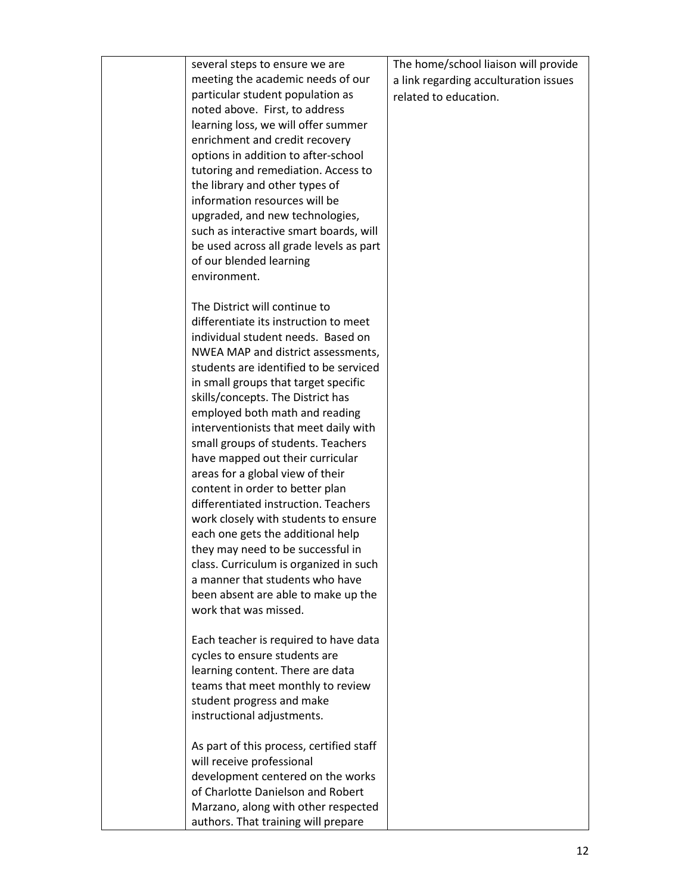| | | |
|---|---|---|
| | several steps to ensure we are meeting the academic needs of our particular student population as noted above. First, to address learning loss, we will offer summer enrichment and credit recovery options in addition to after-school tutoring and remediation. Access to the library and other types of information resources will be upgraded, and new technologies, such as interactive smart boards, will be used across all grade levels as part of our blended learning environment.<br><br>The District will continue to differentiate its instruction to meet individual student needs. Based on NWEA MAP and district assessments, students are identified to be serviced in small groups that target specific skills/concepts. The District has employed both math and reading interventionists that meet daily with small groups of students. Teachers have mapped out their curricular areas for a global view of their content in order to better plan differentiated instruction. Teachers work closely with students to ensure each one gets the additional help they may need to be successful in class. Curriculum is organized in such a manner that students who have been absent are able to make up the work that was missed.<br><br>Each teacher is required to have data cycles to ensure students are learning content. There are data teams that meet monthly to review student progress and make instructional adjustments.<br><br>As part of this process, certified staff will receive professional development centered on the works of Charlotte Danielson and Robert Marzano, along with other respected authors. That training will prepare | The home/school liaison will provide a link regarding acculturation issues related to education. |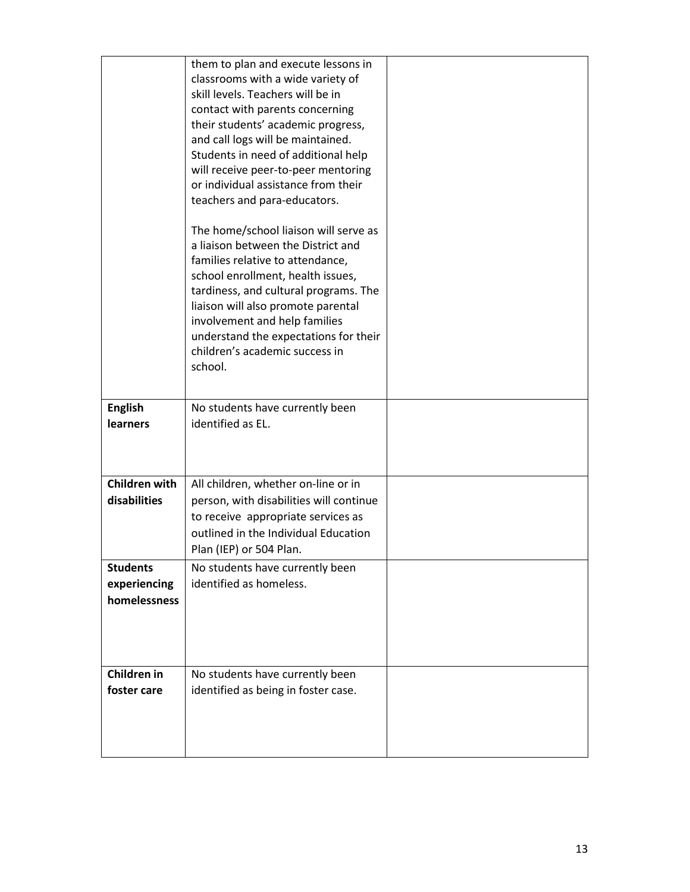| | | |
|---|---|---|
| | them to plan and execute lessons in classrooms with a wide variety of skill levels. Teachers will be in contact with parents concerning their students' academic progress, and call logs will be maintained. Students in need of additional help will receive peer-to-peer mentoring or individual assistance from their teachers and para-educators.<br><br>The home/school liaison will serve as a liaison between the District and families relative to attendance, school enrollment, health issues, tardiness, and cultural programs. The liaison will also promote parental involvement and help families understand the expectations for their children's academic success in school. | |
| **English learners** | No students have currently been identified as EL. | |
| **Children with disabilities** | All children, whether on-line or in person, with disabilities will continue to receive appropriate services as outlined in the Individual Education Plan (IEP) or 504 Plan. | |
| **Students experiencing homelessness** | No students have currently been identified as homeless. | |
| **Children in foster care** | No students have currently been identified as being in foster case. | |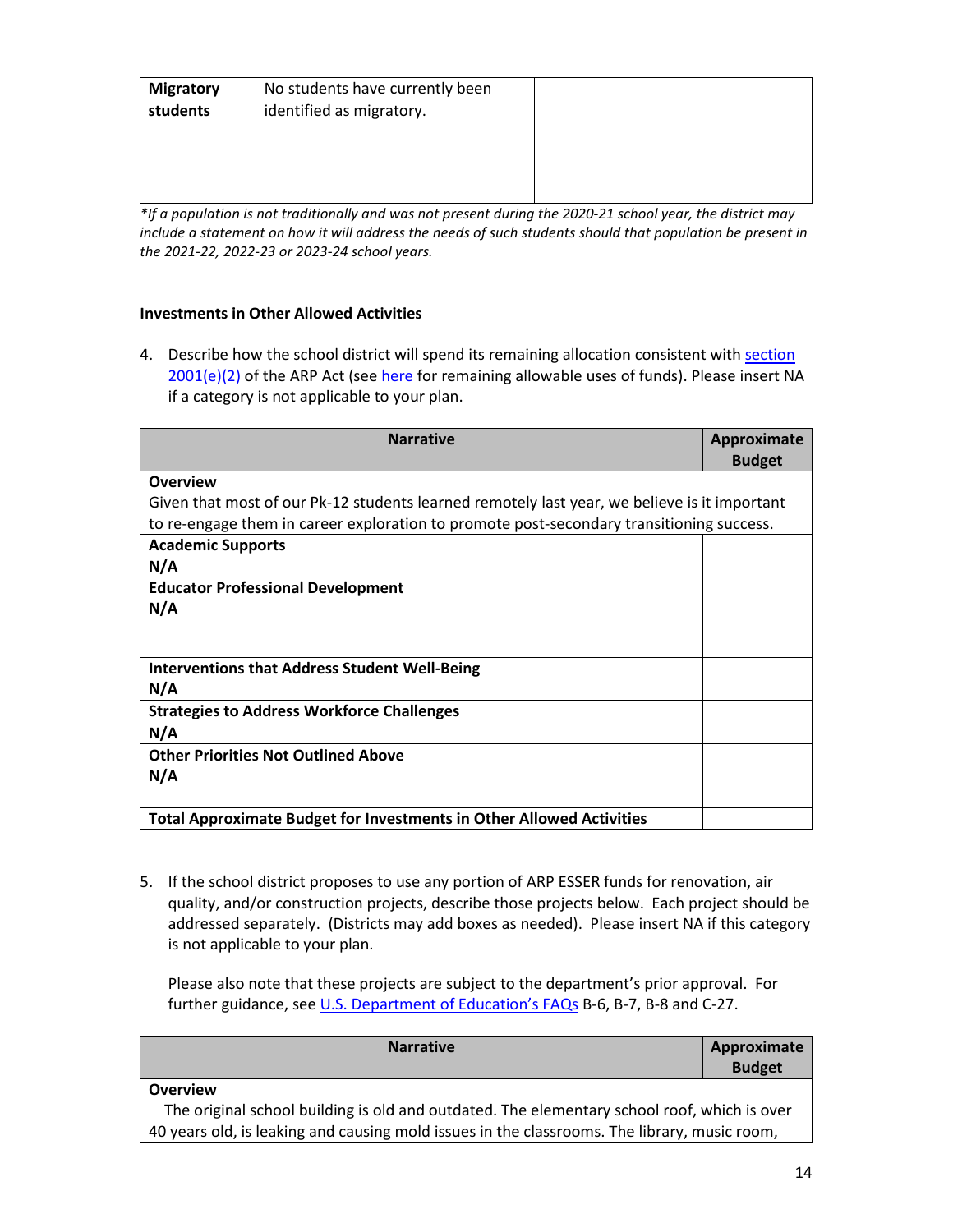| Migratory students | No students have currently been identified as migratory. | |
|---|---|---|

*\*If a population is not traditionally and was not present during the 2020-21 school year, the district may include a statement on how it will address the needs of such students should that population be present in the 2021-22, 2022-23 or 2023-24 school years.*

**Investments in Other Allowed Activities**

4. Describe how the school district will spend its remaining allocation consistent with section 2001(e)(2) of the ARP Act (see here for remaining allowable uses of funds). Please insert NA if a category is not applicable to your plan.

| Narrative | Approximate Budget |
|---|---|
| **Overview**<br>Given that most of our Pk-12 students learned remotely last year, we believe is it important to re-engage them in career exploration to promote post-secondary transitioning success. | |
| **Academic Supports**<br>**N/A** | |
| **Educator Professional Development**<br>**N/A** | |
| **Interventions that Address Student Well-Being**<br>**N/A** | |
| **Strategies to Address Workforce Challenges**<br>**N/A** | |
| **Other Priorities Not Outlined Above**<br>**N/A** | |
| **Total Approximate Budget for Investments in Other Allowed Activities** | |

5. If the school district proposes to use any portion of ARP ESSER funds for renovation, air quality, and/or construction projects, describe those projects below. Each project should be addressed separately. (Districts may add boxes as needed). Please insert NA if this category is not applicable to your plan.

   Please also note that these projects are subject to the department's prior approval. For further guidance, see U.S. Department of Education's FAQs B-6, B-7, B-8 and C-27.

| Narrative | Approximate Budget |
|---|---|
| **Overview**<br>The original school building is old and outdated. The elementary school roof, which is over 40 years old, is leaking and causing mold issues in the classrooms. The library, music room, | |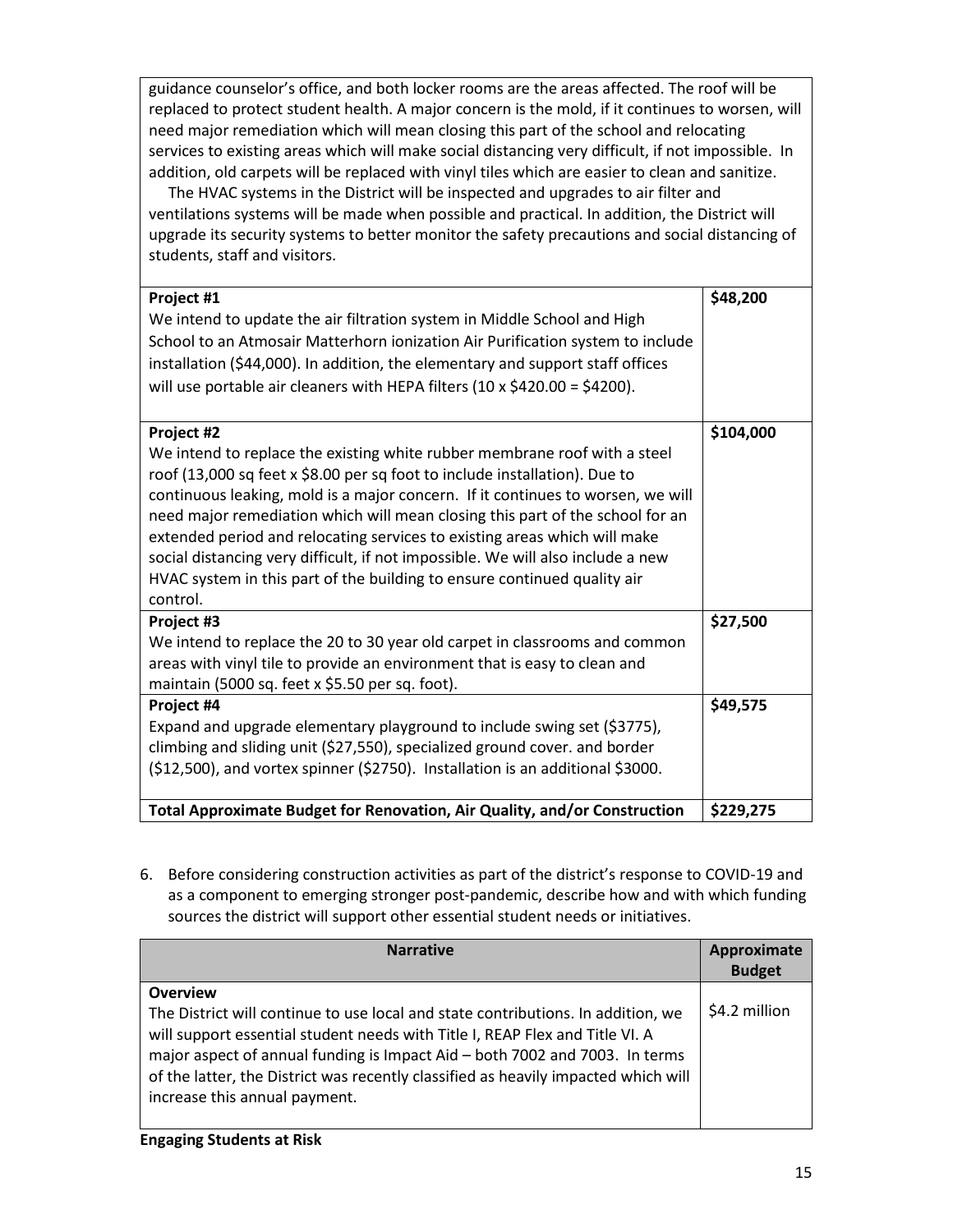| | |
|---|---|
| guidance counselor's office, and both locker rooms are the areas affected. The roof will be replaced to protect student health. A major concern is the mold, if it continues to worsen, will need major remediation which will mean closing this part of the school and relocating services to existing areas which will make social distancing very difficult, if not impossible. In addition, old carpets will be replaced with vinyl tiles which are easier to clean and sanitize.<br>The HVAC systems in the District will be inspected and upgrades to air filter and ventilations systems will be made when possible and practical. In addition, the District will upgrade its security systems to better monitor the safety precautions and social distancing of students, staff and visitors. | |
| **Project #1**<br>We intend to update the air filtration system in Middle School and High School to an Atmosair Matterhorn ionization Air Purification system to include installation ($44,000). In addition, the elementary and support staff offices will use portable air cleaners with HEPA filters (10 x $420.00 = $4200). | **$48,200** |
| **Project #2**<br>We intend to replace the existing white rubber membrane roof with a steel roof (13,000 sq feet x $8.00 per sq foot to include installation). Due to continuous leaking, mold is a major concern. If it continues to worsen, we will need major remediation which will mean closing this part of the school for an extended period and relocating services to existing areas which will make social distancing very difficult, if not impossible. We will also include a new HVAC system in this part of the building to ensure continued quality air control. | **$104,000** |
| **Project #3**<br>We intend to replace the 20 to 30 year old carpet in classrooms and common areas with vinyl tile to provide an environment that is easy to clean and maintain (5000 sq. feet x $5.50 per sq. foot). | **$27,500** |
| **Project #4**<br>Expand and upgrade elementary playground to include swing set ($3775), climbing and sliding unit ($27,550), specialized ground cover. and border ($12,500), and vortex spinner ($2750). Installation is an additional $3000. | **$49,575** |
| **Total Approximate Budget for Renovation, Air Quality, and/or Construction** | **$229,275** |

6. Before considering construction activities as part of the district's response to COVID-19 and as a component to emerging stronger post-pandemic, describe how and with which funding sources the district will support other essential student needs or initiatives.

| Narrative | Approximate Budget |
|---|---|
| **Overview**<br>The District will continue to use local and state contributions. In addition, we will support essential student needs with Title I, REAP Flex and Title VI. A major aspect of annual funding is Impact Aid – both 7002 and 7003. In terms of the latter, the District was recently classified as heavily impacted which will increase this annual payment. | $4.2 million |

**Engaging Students at Risk**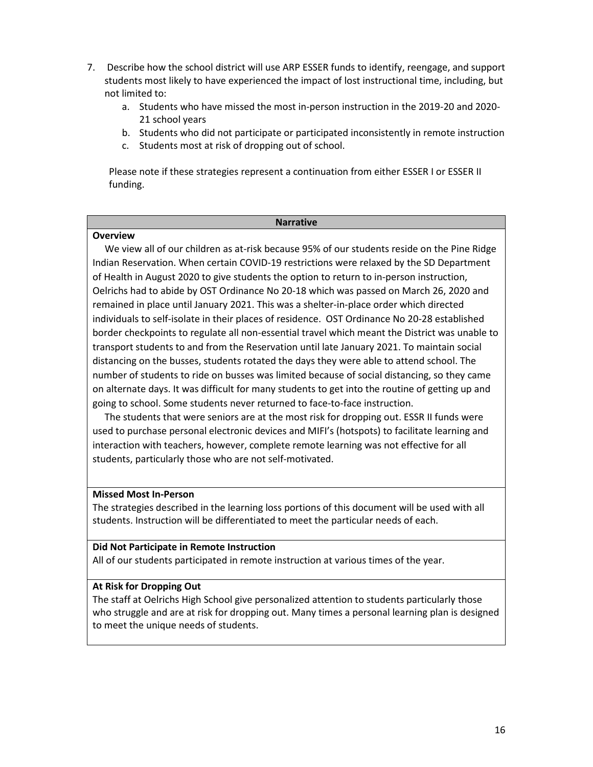7. Describe how the school district will use ARP ESSER funds to identify, reengage, and support students most likely to have experienced the impact of lost instructional time, including, but not limited to:
   a. Students who have missed the most in-person instruction in the 2019-20 and 2020-21 school years
   b. Students who did not participate or participated inconsistently in remote instruction
   c. Students most at risk of dropping out of school.

   Please note if these strategies represent a continuation from either ESSER I or ESSER II funding.

| Narrative |
| --- |
| **Overview**<br>We view all of our children as at-risk because 95% of our students reside on the Pine Ridge Indian Reservation. When certain COVID-19 restrictions were relaxed by the SD Department of Health in August 2020 to give students the option to return to in-person instruction, Oelrichs had to abide by OST Ordinance No 20-18 which was passed on March 26, 2020 and remained in place until January 2021. This was a shelter-in-place order which directed individuals to self-isolate in their places of residence. OST Ordinance No 20-28 established border checkpoints to regulate all non-essential travel which meant the District was unable to transport students to and from the Reservation until late January 2021. To maintain social distancing on the busses, students rotated the days they were able to attend school. The number of students to ride on busses was limited because of social distancing, so they came on alternate days. It was difficult for many students to get into the routine of getting up and going to school. Some students never returned to face-to-face instruction.<br>The students that were seniors are at the most risk for dropping out. ESSR II funds were used to purchase personal electronic devices and MIFI's (hotspots) to facilitate learning and interaction with teachers, however, complete remote learning was not effective for all students, particularly those who are not self-motivated. |
| **Missed Most In-Person**<br>The strategies described in the learning loss portions of this document will be used with all students. Instruction will be differentiated to meet the particular needs of each. |
| **Did Not Participate in Remote Instruction**<br>All of our students participated in remote instruction at various times of the year. |
| **At Risk for Dropping Out**<br>The staff at Oelrichs High School give personalized attention to students particularly those who struggle and are at risk for dropping out. Many times a personal learning plan is designed to meet the unique needs of students. |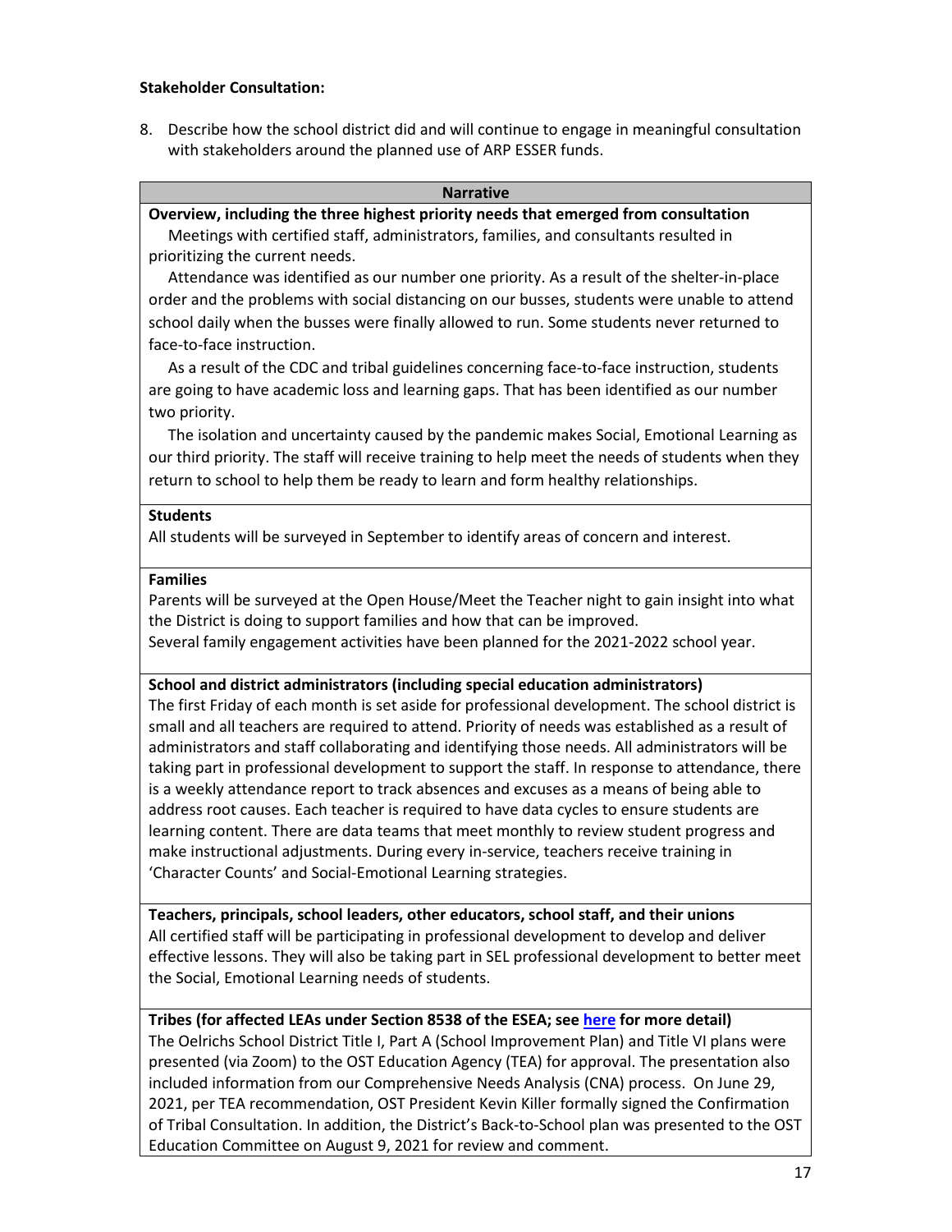**Stakeholder Consultation:**

8. Describe how the school district did and will continue to engage in meaningful consultation with stakeholders around the planned use of ARP ESSER funds.

| Narrative |
|---|
| **Overview, including the three highest priority needs that emerged from consultation**<br>Meetings with certified staff, administrators, families, and consultants resulted in prioritizing the current needs.<br>Attendance was identified as our number one priority. As a result of the shelter-in-place order and the problems with social distancing on our busses, students were unable to attend school daily when the busses were finally allowed to run. Some students never returned to face-to-face instruction.<br>As a result of the CDC and tribal guidelines concerning face-to-face instruction, students are going to have academic loss and learning gaps. That has been identified as our number two priority.<br>The isolation and uncertainty caused by the pandemic makes Social, Emotional Learning as our third priority. The staff will receive training to help meet the needs of students when they return to school to help them be ready to learn and form healthy relationships. |
| **Students**<br>All students will be surveyed in September to identify areas of concern and interest. |
| **Families**<br>Parents will be surveyed at the Open House/Meet the Teacher night to gain insight into what the District is doing to support families and how that can be improved.<br>Several family engagement activities have been planned for the 2021-2022 school year. |
| **School and district administrators (including special education administrators)**<br>The first Friday of each month is set aside for professional development. The school district is small and all teachers are required to attend. Priority of needs was established as a result of administrators and staff collaborating and identifying those needs. All administrators will be taking part in professional development to support the staff. In response to attendance, there is a weekly attendance report to track absences and excuses as a means of being able to address root causes. Each teacher is required to have data cycles to ensure students are learning content. There are data teams that meet monthly to review student progress and make instructional adjustments. During every in-service, teachers receive training in 'Character Counts' and Social-Emotional Learning strategies. |
| **Teachers, principals, school leaders, other educators, school staff, and their unions**<br>All certified staff will be participating in professional development to develop and deliver effective lessons. They will also be taking part in SEL professional development to better meet the Social, Emotional Learning needs of students. |
| **Tribes (for affected LEAs under Section 8538 of the ESEA; see here for more detail)**<br>The Oelrichs School District Title I, Part A (School Improvement Plan) and Title VI plans were presented (via Zoom) to the OST Education Agency (TEA) for approval. The presentation also included information from our Comprehensive Needs Analysis (CNA) process. On June 29, 2021, per TEA recommendation, OST President Kevin Killer formally signed the Confirmation of Tribal Consultation. In addition, the District's Back-to-School plan was presented to the OST Education Committee on August 9, 2021 for review and comment. |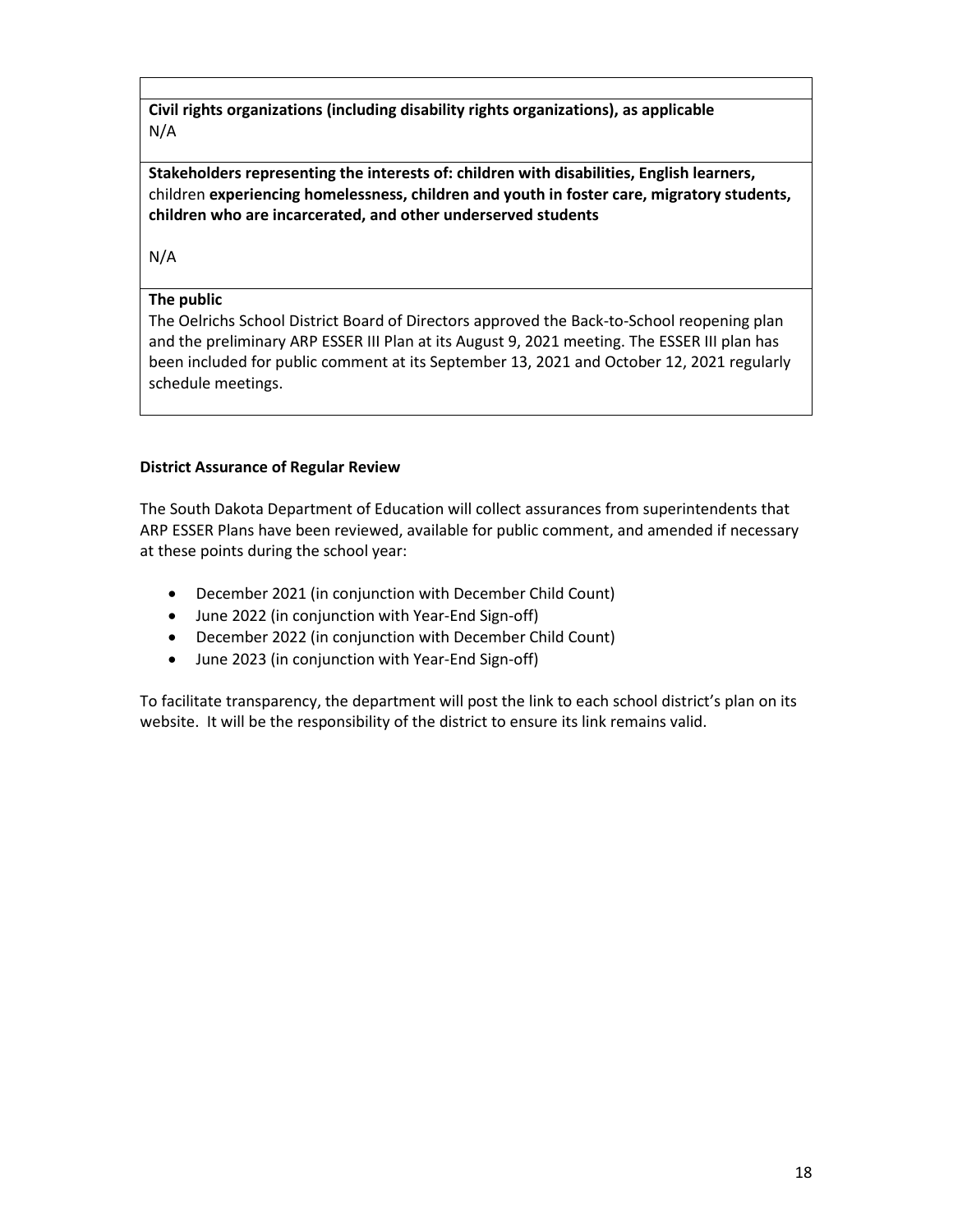**Civil rights organizations (including disability rights organizations), as applicable**
N/A

**Stakeholders representing the interests of: children with disabilities, English learners,** children **experiencing homelessness, children and youth in foster care, migratory students, children who are incarcerated, and other underserved students**

N/A

**The public**
The Oelrichs School District Board of Directors approved the Back-to-School reopening plan and the preliminary ARP ESSER III Plan at its August 9, 2021 meeting. The ESSER III plan has been included for public comment at its September 13, 2021 and October 12, 2021 regularly schedule meetings.

**District Assurance of Regular Review**

The South Dakota Department of Education will collect assurances from superintendents that ARP ESSER Plans have been reviewed, available for public comment, and amended if necessary at these points during the school year:

- December 2021 (in conjunction with December Child Count)
- June 2022 (in conjunction with Year-End Sign-off)
- December 2022 (in conjunction with December Child Count)
- June 2023 (in conjunction with Year-End Sign-off)

To facilitate transparency, the department will post the link to each school district's plan on its website. It will be the responsibility of the district to ensure its link remains valid.